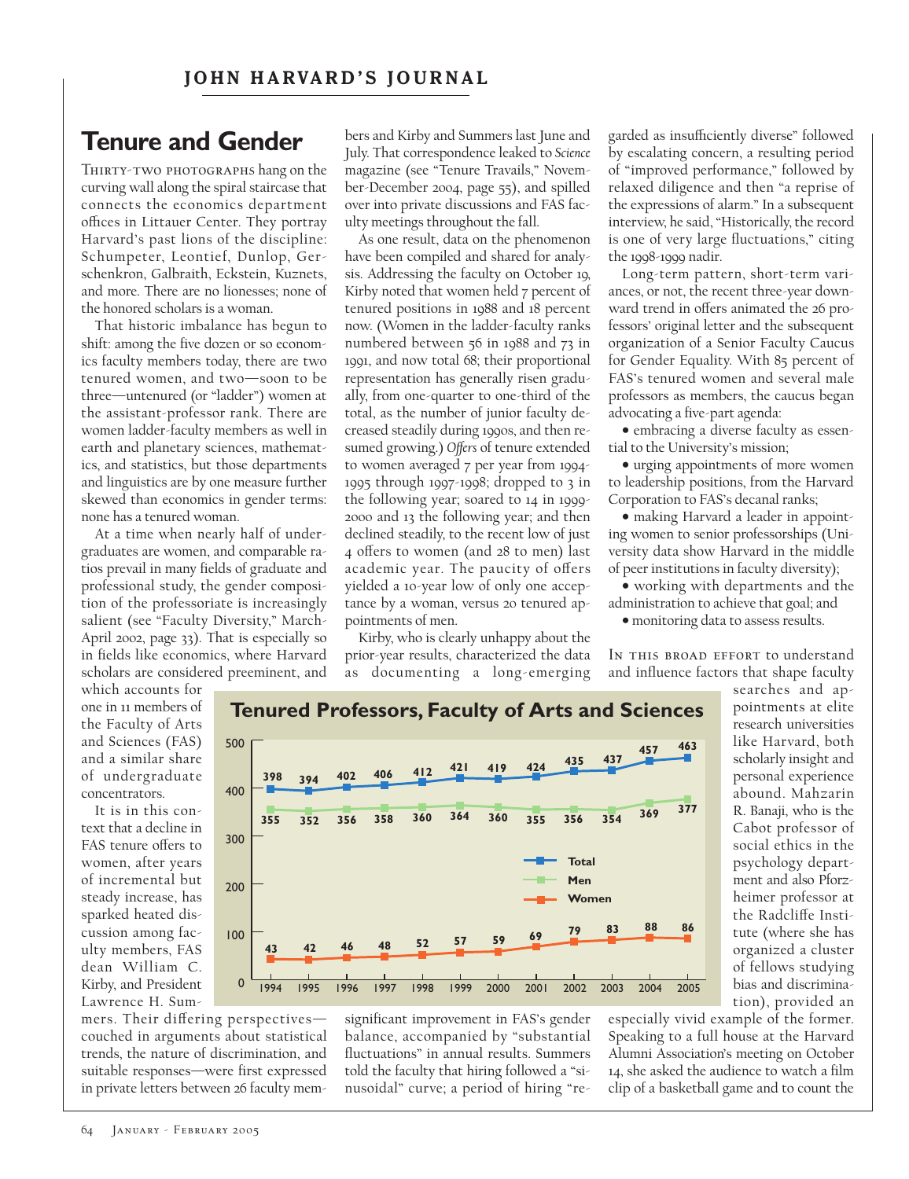# Tenure and Gender

Thirty-two photographs hang on the curving wall along the spiral staircase that connects the economics department offices in Littauer Center. They portray Harvard's past lions of the discipline: Schumpeter, Leontief, Dunlop, Gerschenkron, Galbraith, Eckstein, Kuznets, and more. There are no lionesses; none of the honored scholars is a woman.

That historic imbalance has begun to shift: among the five dozen or so economics faculty members today, there are two tenured women, and two—soon to be three—untenured (or "ladder") women at the assistant-professor rank. There are women ladder-faculty members as well in earth and planetary sciences, mathematics, and statistics, but those departments and linguistics are by one measure further skewed than economics in gender terms: none has a tenured woman.

At a time when nearly half of undergraduates are women, and comparable ratios prevail in many fields of graduate and professional study, the gender composition of the professoriate is increasingly salient (see "Faculty Diversity," March-April 2002, page 33). That is especially so in fields like economics, where Harvard scholars are considered preeminent, and which accounts for one in 11 members of the Faculty of Arts and Sciences (FAS) and a similar share of undergraduate concentrators.

It is in this context that a decline in FAS tenure offers to women, after years of incremental but steady increase, has sparked heated discussion among faculty members, FAS dean William C. Kirby, and President Lawrence H. Summers. Their differing perspectives—couched in arguments about statistical trends, the nature of discrimination, and suitable responses—were first expressed in private letters between 26 faculty members and Kirby and Summers last June and July. That correspondence leaked to *Science* magazine (see "Tenure Travails," November-December 2004, page 55), and spilled over into private discussions and FAS faculty meetings throughout the fall.

As one result, data on the phenomenon have been compiled and shared for analysis. Addressing the faculty on October 19, Kirby noted that women held 7 percent of tenured positions in 1988 and 18 percent now. (Women in the ladder-faculty ranks numbered between 56 in 1988 and 73 in 1991, and now total 68; their proportional representation has generally risen gradually, from one-quarter to one-third of the total, as the number of junior faculty decreased steadily during 1990s, and then resumed growing.) *Offers* of tenure extended to women averaged 7 per year from 1994-1995 through 1997-1998; dropped to 3 in the following year; soared to 14 in 1999-2000 and 13 the following year; and then declined steadily, to the recent low of just 4 offers to women (and 28 to men) last academic year. The paucity of offers yielded a 10-year low of only one acceptance by a woman, versus 20 tenured appointments of men.

Kirby, who is clearly unhappy about the prior-year results, characterized the data as documenting a long-emerging significant improvement in FAS's gender balance, accompanied by "substantial fluctuations" in annual results. Summers told the faculty that hiring followed a "sinusoidal" curve; a period of hiring "regarded as insufficiently diverse" followed by escalating concern, a resulting period of "improved performance," followed by relaxed diligence and then "a reprise of the expressions of alarm." In a subsequent interview, he said, "Historically, the record is one of very large fluctuations," citing the 1998-1999 nadir.

Long-term pattern, short-term variances, or not, the recent three-year downward trend in offers animated the 26 professors' original letter and the subsequent organization of a Senior Faculty Caucus for Gender Equality. With 85 percent of FAS's tenured women and several male professors as members, the caucus began advocating a five-part agenda:

- embracing a diverse faculty as essential to the University's mission;
- urging appointments of more women to leadership positions, from the Harvard Corporation to FAS's decanal ranks;
- making Harvard a leader in appointing women to senior professorships (University data show Harvard in the middle of peer institutions in faculty diversity);
- working with departments and the administration to achieve that goal; and
- monitoring data to assess results.

**Tenured Professors, Faculty of Arts and Sciences**

| Year | Total | Men | Women |
|---|---|---|---|
| 1994 | 398 | 355 | 43 |
| 1995 | 394 | 352 | 42 |
| 1996 | 402 | 356 | 46 |
| 1997 | 406 | 358 | 48 |
| 1998 | 412 | 360 | 52 |
| 1999 | 421 | 364 | 57 |
| 2000 | 419 | 360 | 59 |
| 2001 | 424 | 355 | 69 |
| 2002 | 435 | 356 | 79 |
| 2003 | 437 | 354 | 83 |
| 2004 | 457 | 369 | 88 |
| 2005 | 463 | 377 | 86 |

In this broad effort to understand and influence factors that shape faculty searches and appointments at elite research universities like Harvard, both scholarly insight and personal experience abound. Mahzarin R. Banaji, who is the Cabot professor of social ethics in the psychology department and also Pforzheimer professor at the Radcliffe Institute (where she has organized a cluster of fellows studying bias and discrimination), provided an especially vivid example of the former. Speaking to a full house at the Harvard Alumni Association's meeting on October 14, she asked the audience to watch a film clip of a basketball game and to count the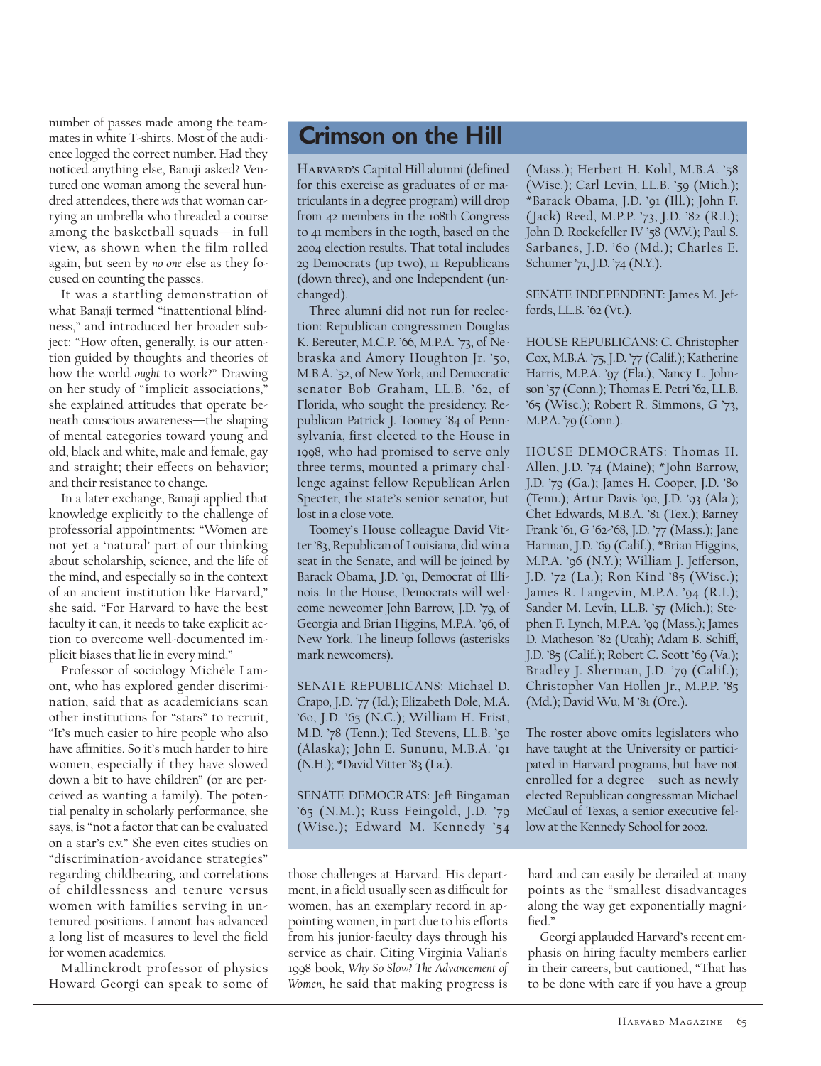number of passes made among the teammates in white T-shirts. Most of the audience logged the correct number. Had they noticed anything else, Banaji asked? Ventured one woman among the several hundred attendees, there *was* that woman carrying an umbrella who threaded a course among the basketball squads—in full view, as shown when the film rolled again, but seen by *no one* else as they focused on counting the passes.

It was a startling demonstration of what Banaji termed "inattentional blindness," and introduced her broader subject: "How often, generally, is our attention guided by thoughts and theories of how the world *ought* to work?" Drawing on her study of "implicit associations," she explained attitudes that operate beneath conscious awareness—the shaping of mental categories toward young and old, black and white, male and female, gay and straight; their effects on behavior; and their resistance to change.

In a later exchange, Banaji applied that knowledge explicitly to the challenge of professorial appointments: "Women are not yet a 'natural' part of our thinking about scholarship, science, and the life of the mind, and especially so in the context of an ancient institution like Harvard," she said. "For Harvard to have the best faculty it can, it needs to take explicit action to overcome well-documented implicit biases that lie in every mind."

Professor of sociology Michèle Lamont, who has explored gender discrimination, said that as academicians scan other institutions for "stars" to recruit, "It's much easier to hire people who also have affinities. So it's much harder to hire women, especially if they have slowed down a bit to have children" (or are perceived as wanting a family). The potential penalty in scholarly performance, she says, is "not a factor that can be evaluated on a star's c.v." She even cites studies on "discrimination-avoidance strategies" regarding childbearing, and correlations of childlessness and tenure versus women with families serving in untenured positions. Lamont has advanced a long list of measures to level the field for women academics.

Mallinckrodt professor of physics Howard Georgi can speak to some of those challenges at Harvard. His department, in a field usually seen as difficult for women, has an exemplary record in appointing women, in part due to his efforts from his junior-faculty days through his service as chair. Citing Virginia Valian's 1998 book, *Why So Slow? The Advancement of Women*, he said that making progress is hard and can easily be derailed at many points as the "smallest disadvantages along the way get exponentially magnified."

Georgi applauded Harvard's recent emphasis on hiring faculty members earlier in their careers, but cautioned, "That has to be done with care if you have a group

## Crimson on the Hill

Harvard's Capitol Hill alumni (defined for this exercise as graduates of or matriculants in a degree program) will drop from 42 members in the 108th Congress to 41 members in the 109th, based on the 2004 election results. That total includes 29 Democrats (up two), 11 Republicans (down three), and one Independent (unchanged).

Three alumni did not run for reelection: Republican congressmen Douglas K. Bereuter, M.C.P. '66, M.P.A. '73, of Nebraska and Amory Houghton Jr. '50, M.B.A. '52, of New York, and Democratic senator Bob Graham, LL.B. '62, of Florida, who sought the presidency. Republican Patrick J. Toomey '84 of Pennsylvania, first elected to the House in 1998, who had promised to serve only three terms, mounted a primary challenge against fellow Republican Arlen Specter, the state's senior senator, but lost in a close vote.

Toomey's House colleague David Vitter '83, Republican of Louisiana, did win a seat in the Senate, and will be joined by Barack Obama, J.D. '91, Democrat of Illinois. In the House, Democrats will welcome newcomer John Barrow, J.D. '79, of Georgia and Brian Higgins, M.P.A. '96, of New York. The lineup follows (asterisks mark newcomers).

SENATE REPUBLICANS: Michael D. Crapo, J.D. '77 (Id.); Elizabeth Dole, M.A. '60, J.D. '65 (N.C.); William H. Frist, M.D. '78 (Tenn.); Ted Stevens, LL.B. '50 (Alaska); John E. Sununu, M.B.A. '91 (N.H.); *David Vitter '83 (La.).

SENATE DEMOCRATS: Jeff Bingaman '65 (N.M.); Russ Feingold, J.D. '79 (Wisc.); Edward M. Kennedy '54 (Mass.); Herbert H. Kohl, M.B.A. '58 (Wisc.); Carl Levin, LL.B. '59 (Mich.); *Barack Obama, J.D. '91 (Ill.); John F. (Jack) Reed, M.P.P. '73, J.D. '82 (R.I.); John D. Rockefeller IV '58 (W.V.); Paul S. Sarbanes, J.D. '60 (Md.); Charles E. Schumer '71, J.D. '74 (N.Y.).

SENATE INDEPENDENT: James M. Jeffords, LL.B. '62 (Vt.).

HOUSE REPUBLICANS: C. Christopher Cox, M.B.A. '75, J.D. '77 (Calif.); Katherine Harris, M.P.A. '97 (Fla.); Nancy L. Johnson '57 (Conn.); Thomas E. Petri '62, LL.B. '65 (Wisc.); Robert R. Simmons, G '73, M.P.A. '79 (Conn.).

HOUSE DEMOCRATS: Thomas H. Allen, J.D. '74 (Maine); *John Barrow, J.D. '79 (Ga.); James H. Cooper, J.D. '80 (Tenn.); Artur Davis '90, J.D. '93 (Ala.); Chet Edwards, M.B.A. '81 (Tex.); Barney Frank '61, G '62-'68, J.D. '77 (Mass.); Jane Harman, J.D. '69 (Calif.); *Brian Higgins, M.P.A. '96 (N.Y.); William J. Jefferson, J.D. '72 (La.); Ron Kind '85 (Wisc.); James R. Langevin, M.P.A. '94 (R.I.); Sander M. Levin, LL.B. '57 (Mich.); Stephen F. Lynch, M.P.A. '99 (Mass.); James D. Matheson '82 (Utah); Adam B. Schiff, J.D. '85 (Calif.); Robert C. Scott '69 (Va.); Bradley J. Sherman, J.D. '79 (Calif.); Christopher Van Hollen Jr., M.P.P. '85 (Md.); David Wu, M '81 (Ore.).

The roster above omits legislators who have taught at the University or participated in Harvard programs, but have not enrolled for a degree—such as newly elected Republican congressman Michael McCaul of Texas, a senior executive fellow at the Kennedy School for 2002.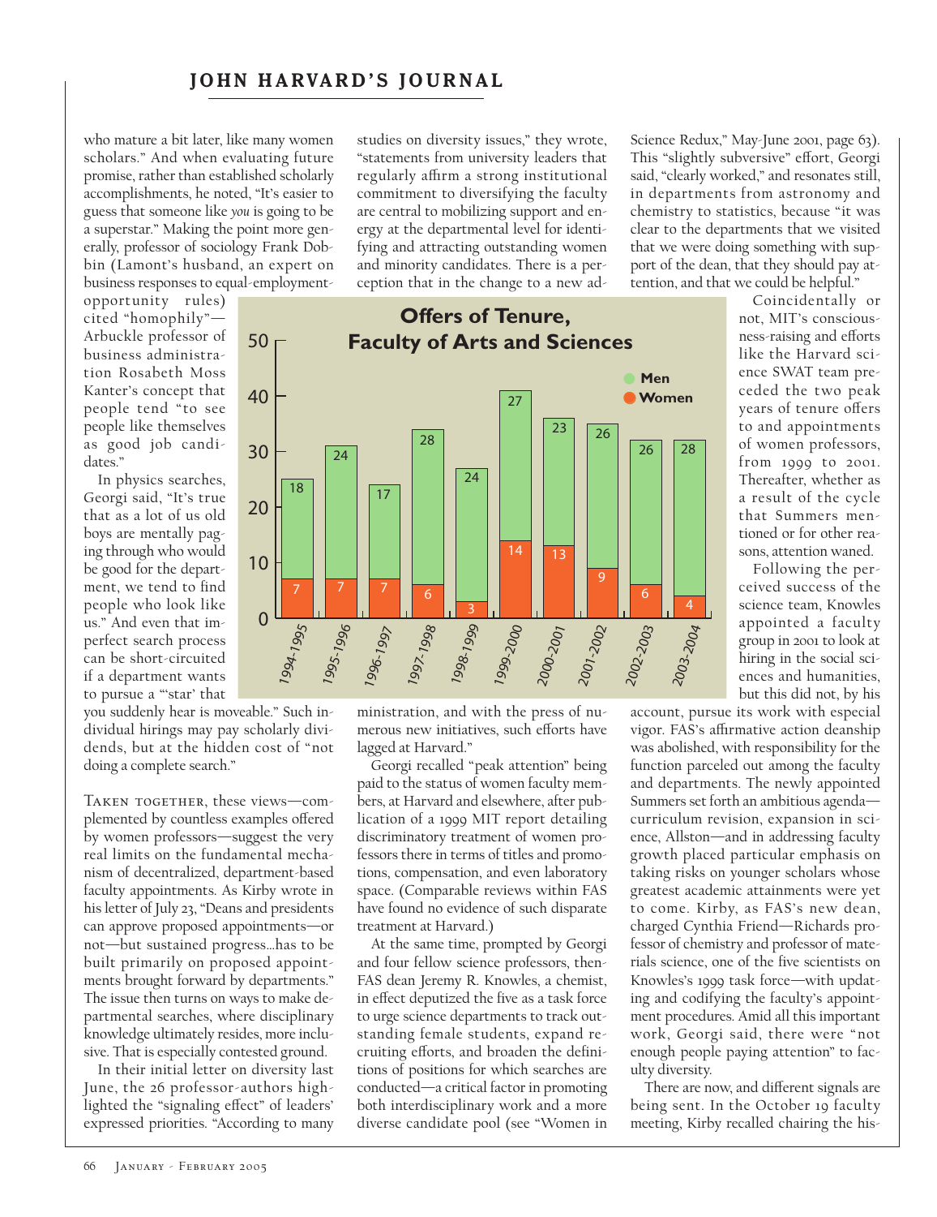who mature a bit later, like many women scholars." And when evaluating future promise, rather than established scholarly accomplishments, he noted, "It's easier to guess that someone like *you* is going to be a superstar." Making the point more generally, professor of sociology Frank Dobbin (Lamont's husband, an expert on business responses to equal-employment-opportunity rules) cited "homophily"—Arbuckle professor of business administration Rosabeth Moss Kanter's concept that people tend "to see people like themselves as good job candidates."

In physics searches, Georgi said, "It's true that as a lot of us old boys are mentally paging through who would be good for the department, we tend to find people who look like us." And even that imperfect search process can be short-circuited if a department wants to pursue a "'star' that you suddenly hear is moveable." Such individual hirings may pay scholarly dividends, but at the hidden cost of "not doing a complete search."

Taken together, these views—complemented by countless examples offered by women professors—suggest the very real limits on the fundamental mechanism of decentralized, department-based faculty appointments. As Kirby wrote in his letter of July 23, "Deans and presidents can approve proposed appointments—or not—but sustained progress…has to be built primarily on proposed appointments brought forward by departments." The issue then turns on ways to make departmental searches, where disciplinary knowledge ultimately resides, more inclusive. That is especially contested ground.

In their initial letter on diversity last June, the 26 professor-authors highlighted the "signaling effect" of leaders' expressed priorities. "According to many studies on diversity issues," they wrote, "statements from university leaders that regularly affirm a strong institutional commitment to diversifying the faculty are central to mobilizing support and energy at the departmental level for identifying and attracting outstanding women and minority candidates. There is a perception that in the change to a new administration, and with the press of numerous new initiatives, such efforts have lagged at Harvard."

**Offers of Tenure, Faculty of Arts and Sciences**

| Year | Men | Women |
|---|---|---|
| 1994-1995 | 18 | 7 |
| 1995-1996 | 24 | 7 |
| 1996-1997 | 17 | 7 |
| 1997-1998 | 28 | 6 |
| 1998-1999 | 24 | 3 |
| 1999-2000 | 27 | 14 |
| 2000-2001 | 23 | 13 |
| 2001-2002 | 26 | 9 |
| 2002-2003 | 26 | 6 |
| 2003-2004 | 28 | 4 |

Georgi recalled "peak attention" being paid to the status of women faculty members, at Harvard and elsewhere, after publication of a 1999 MIT report detailing discriminatory treatment of women professors there in terms of titles and promotions, compensation, and even laboratory space. (Comparable reviews within FAS have found no evidence of such disparate treatment at Harvard.)

At the same time, prompted by Georgi and four fellow science professors, then-FAS dean Jeremy R. Knowles, a chemist, in effect deputized the five as a task force to urge science departments to track outstanding female students, expand recruiting efforts, and broaden the definitions of positions for which searches are conducted—a critical factor in promoting both interdisciplinary work and a more diverse candidate pool (see "Women in Science Redux," May-June 2001, page 63). This "slightly subversive" effort, Georgi said, "clearly worked," and resonates still, in departments from astronomy and chemistry to statistics, because "it was clear to the departments that we visited that we were doing something with support of the dean, that they should pay attention, and that we could be helpful."

Coincidentally or not, MIT's consciousness-raising and efforts like the Harvard science SWAT team preceded the two peak years of tenure offers to and appointments of women professors, from 1999 to 2001. Thereafter, whether as a result of the cycle that Summers mentioned or for other reasons, attention waned.

Following the perceived success of the science team, Knowles appointed a faculty group in 2001 to look at hiring in the social sciences and humanities, but this did not, by his account, pursue its work with especial vigor. FAS's affirmative action deanship was abolished, with responsibility for the function parceled out among the faculty and departments. The newly appointed Summers set forth an ambitious agenda—curriculum revision, expansion in science, Allston—and in addressing faculty growth placed particular emphasis on taking risks on younger scholars whose greatest academic attainments were yet to come. Kirby, as FAS's new dean, charged Cynthia Friend—Richards professor of chemistry and professor of materials science, one of the five scientists on Knowles's 1999 task force—with updating and codifying the faculty's appointment procedures. Amid all this important work, Georgi said, there were "not enough people paying attention" to faculty diversity.

There are now, and different signals are being sent. In the October 19 faculty meeting, Kirby recalled chairing the his-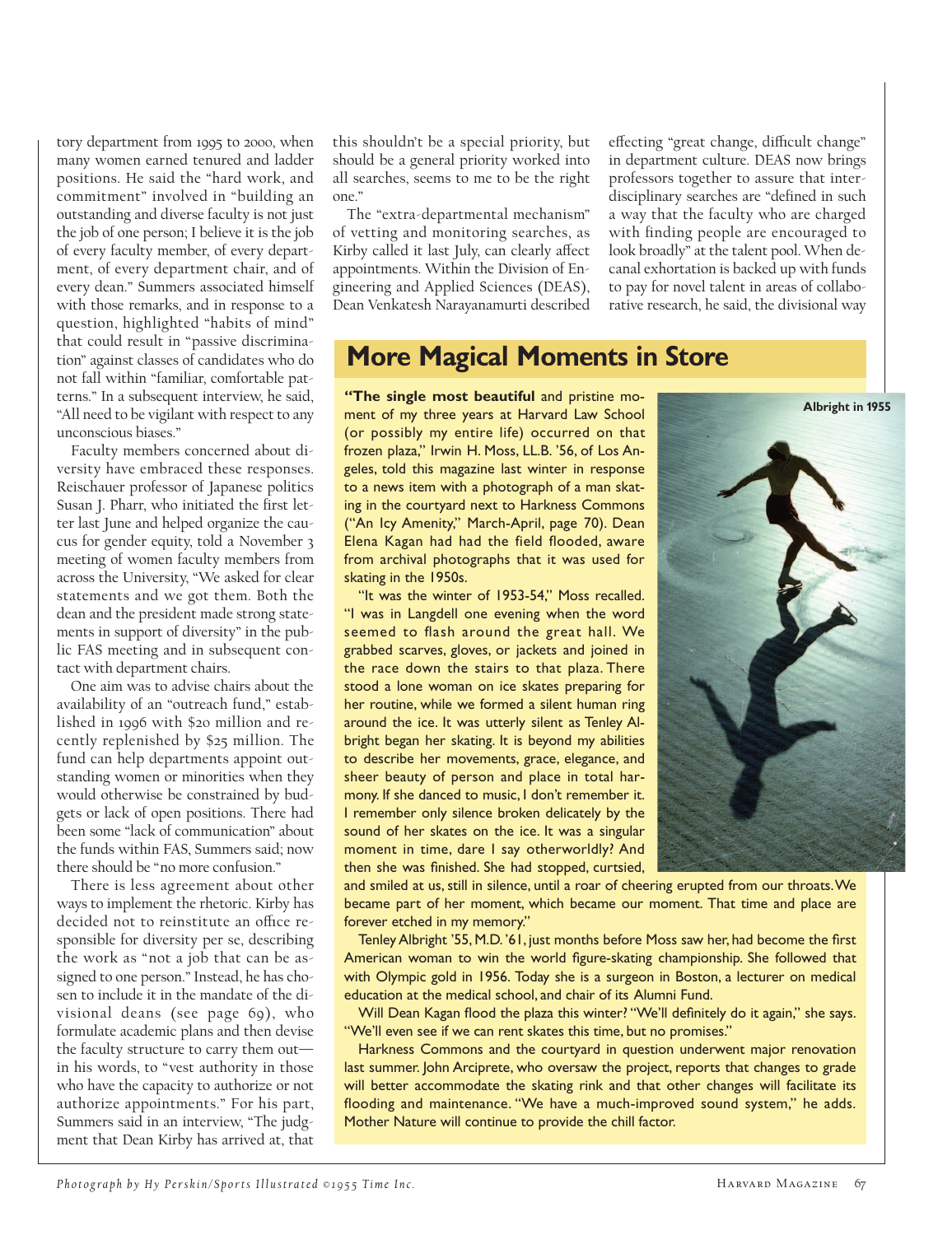tory department from 1995 to 2000, when many women earned tenured and ladder positions. He said the "hard work, and commitment" involved in "building an outstanding and diverse faculty is not just the job of one person; I believe it is the job of every faculty member, of every department, of every department chair, and of every dean." Summers associated himself with those remarks, and in response to a question, highlighted "habits of mind" that could result in "passive discrimination" against classes of candidates who do not fall within "familiar, comfortable patterns." In a subsequent interview, he said, "All need to be vigilant with respect to any unconscious biases."

Faculty members concerned about diversity have embraced these responses. Reischauer professor of Japanese politics Susan J. Pharr, who initiated the first letter last June and helped organize the caucus for gender equity, told a November 3 meeting of women faculty members from across the University, "We asked for clear statements and we got them. Both the dean and the president made strong statements in support of diversity" in the public FAS meeting and in subsequent contact with department chairs.

One aim was to advise chairs about the availability of an "outreach fund," established in 1996 with $20 million and recently replenished by $25 million. The fund can help departments appoint outstanding women or minorities when they would otherwise be constrained by budgets or lack of open positions. There had been some "lack of communication" about the funds within FAS, Summers said; now there should be "no more confusion."

There is less agreement about other ways to implement the rhetoric. Kirby has decided not to reinstitute an office responsible for diversity per se, describing the work as "not a job that can be assigned to one person." Instead, he has chosen to include it in the mandate of the divisional deans (see page 69), who formulate academic plans and then devise the faculty structure to carry them out—in his words, to "vest authority in those who have the capacity to authorize or not authorize appointments." For his part, Summers said in an interview, "The judgment that Dean Kirby has arrived at, that this shouldn't be a special priority, but should be a general priority worked into all searches, seems to me to be the right one."

The "extra-departmental mechanism" of vetting and monitoring searches, as Kirby called it last July, can clearly affect appointments. Within the Division of Engineering and Applied Sciences (DEAS), Dean Venkatesh Narayanamurti described effecting "great change, difficult change" in department culture. DEAS now brings professors together to assure that interdisciplinary searches are "defined in such a way that the faculty who are charged with finding people are encouraged to look broadly" at the talent pool. When decanal exhortation is backed up with funds to pay for novel talent in areas of collaborative research, he said, the divisional way

## More Magical Moments in Store

**"The single most beautiful** and pristine moment of my three years at Harvard Law School (or possibly my entire life) occurred on that frozen plaza," Irwin H. Moss, LL.B. '56, of Los Angeles, told this magazine last winter in response to a news item with a photograph of a man skating in the courtyard next to Harkness Commons ("An Icy Amenity," March-April, page 70). Dean Elena Kagan had had the field flooded, aware from archival photographs that it was used for skating in the 1950s.

"It was the winter of 1953-54," Moss recalled. "I was in Langdell one evening when the word seemed to flash around the great hall. We grabbed scarves, gloves, or jackets and joined in the race down the stairs to that plaza. There stood a lone woman on ice skates preparing for her routine, while we formed a silent human ring around the ice. It was utterly silent as Tenley Albright began her skating. It is beyond my abilities to describe her movements, grace, elegance, and sheer beauty of person and place in total harmony. If she danced to music, I don't remember it. I remember only silence broken delicately by the sound of her skates on the ice. It was a singular moment in time, dare I say otherworldly? And then she was finished. She had stopped, curtsied, and smiled at us, still in silence, until a roar of cheering erupted from our throats. We became part of her moment, which became our moment. That time and place are forever etched in my memory."

**Albright in 1955**

Tenley Albright '55, M.D. '61, just months before Moss saw her, had become the first American woman to win the world figure-skating championship. She followed that with Olympic gold in 1956. Today she is a surgeon in Boston, a lecturer on medical education at the medical school, and chair of its Alumni Fund.

Will Dean Kagan flood the plaza this winter? "We'll definitely do it again," she says. "We'll even see if we can rent skates this time, but no promises."

Harkness Commons and the courtyard in question underwent major renovation last summer. John Arciprete, who oversaw the project, reports that changes to grade will better accommodate the skating rink and that other changes will facilitate its flooding and maintenance. "We have a much-improved sound system," he adds. Mother Nature will continue to provide the chill factor.

*Photograph by Hy Perskin/Sports Illustrated ©1955 Time Inc.*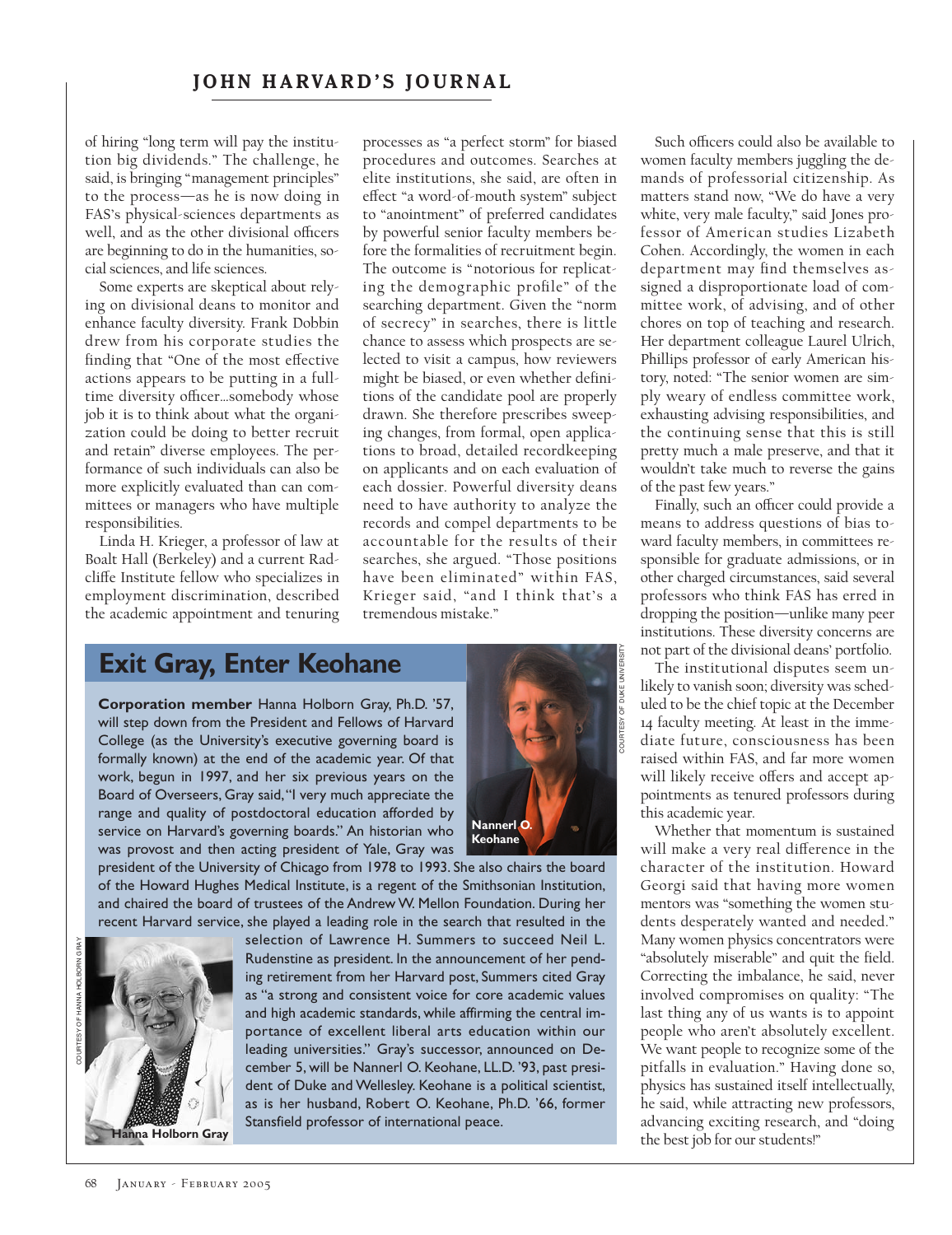of hiring "long term will pay the institution big dividends." The challenge, he said, is bringing "management principles" to the process—as he is now doing in FAS's physical-sciences departments as well, and as the other divisional officers are beginning to do in the humanities, social sciences, and life sciences.

Some experts are skeptical about relying on divisional deans to monitor and enhance faculty diversity. Frank Dobbin drew from his corporate studies the finding that "One of the most effective actions appears to be putting in a full-time diversity officer…somebody whose job it is to think about what the organization could be doing to better recruit and retain" diverse employees. The performance of such individuals can also be more explicitly evaluated than can committees or managers who have multiple responsibilities.

Linda H. Krieger, a professor of law at Boalt Hall (Berkeley) and a current Radcliffe Institute fellow who specializes in employment discrimination, described the academic appointment and tenuring processes as "a perfect storm" for biased procedures and outcomes. Searches at elite institutions, she said, are often in effect "a word-of-mouth system" subject to "anointment" of preferred candidates by powerful senior faculty members before the formalities of recruitment begin. The outcome is "notorious for replicating the demographic profile" of the searching department. Given the "norm of secrecy" in searches, there is little chance to assess which prospects are selected to visit a campus, how reviewers might be biased, or even whether definitions of the candidate pool are properly drawn. She therefore prescribes sweeping changes, from formal, open applications to broad, detailed recordkeeping on applicants and on each evaluation of each dossier. Powerful diversity deans need to have authority to analyze the records and compel departments to be accountable for the results of their searches, she argued. "Those positions have been eliminated" within FAS, Krieger said, "and I think that's a tremendous mistake."

Such officers could also be available to women faculty members juggling the demands of professorial citizenship. As matters stand now, "We do have a very white, very male faculty," said Jones professor of American studies Lizabeth Cohen. Accordingly, the women in each department may find themselves assigned a disproportionate load of committee work, of advising, and of other chores on top of teaching and research. Her department colleague Laurel Ulrich, Phillips professor of early American history, noted: "The senior women are simply weary of endless committee work, exhausting advising responsibilities, and the continuing sense that this is still pretty much a male preserve, and that it wouldn't take much to reverse the gains of the past few years."

Finally, such an officer could provide a means to address questions of bias toward faculty members, in committees responsible for graduate admissions, or in other charged circumstances, said several professors who think FAS has erred in dropping the position—unlike many peer institutions. These diversity concerns are not part of the divisional deans' portfolio.

The institutional disputes seem unlikely to vanish soon; diversity was scheduled to be the chief topic at the December 14 faculty meeting. At least in the immediate future, consciousness has been raised within FAS, and far more women will likely receive offers and accept appointments as tenured professors during this academic year.

Whether that momentum is sustained will make a very real difference in the character of the institution. Howard Georgi said that having more women mentors was "something the women students desperately wanted and needed." Many women physics concentrators were "absolutely miserable" and quit the field. Correcting the imbalance, he said, never involved compromises on quality: "The last thing any of us wants is to appoint people who aren't absolutely excellent. We want people to recognize some of the pitfalls in evaluation." Having done so, physics has sustained itself intellectually, he said, while attracting new professors, advancing exciting research, and "doing the best job for our students!"

## Exit Gray, Enter Keohane

**Corporation member** Hanna Holborn Gray, Ph.D. '57, will step down from the President and Fellows of Harvard College (as the University's executive governing board is formally known) at the end of the academic year. Of that work, begun in 1997, and her six previous years on the Board of Overseers, Gray said, "I very much appreciate the range and quality of postdoctoral education afforded by service on Harvard's governing boards." An historian who was provost and then acting president of Yale, Gray was president of the University of Chicago from 1978 to 1993. She also chairs the board of the Howard Hughes Medical Institute, is a regent of the Smithsonian Institution, and chaired the board of trustees of the Andrew W. Mellon Foundation. During her recent Harvard service, she played a leading role in the search that resulted in the selection of Lawrence H. Summers to succeed Neil L. Rudenstine as president. In the announcement of her pending retirement from her Harvard post, Summers cited Gray as "a strong and consistent voice for core academic values and high academic standards, while affirming the central importance of excellent liberal arts education within our leading universities." Gray's successor, announced on December 5, will be Nannerl O. Keohane, LL.D. '93, past president of Duke and Wellesley. Keohane is a political scientist, as is her husband, Robert O. Keohane, Ph.D. '66, former Stansfield professor of international peace.

COURTESY OF DUKE UNIVERSITY

Nannerl O. Keohane

COURTESY OF HANNA HOLBORN GRAY

Hanna Holborn Gray